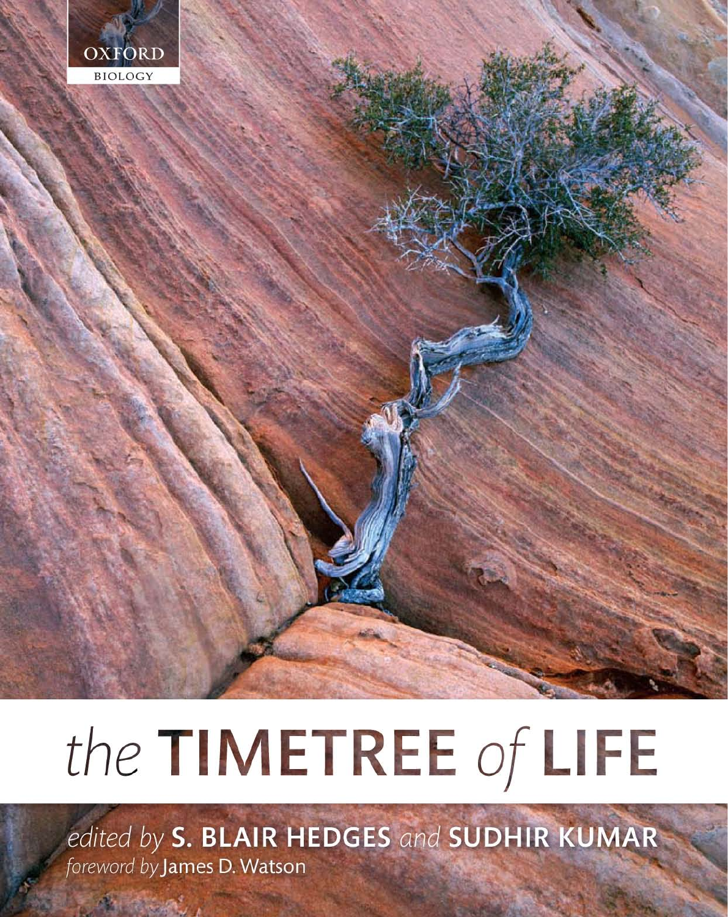OXFORD

BIOLOGY

# the TIMETREE of LIFE

*edited by* **S. BLAIR HEDGES** *and* **SUDHIR KUMAR**

*foreword by* James D. Watson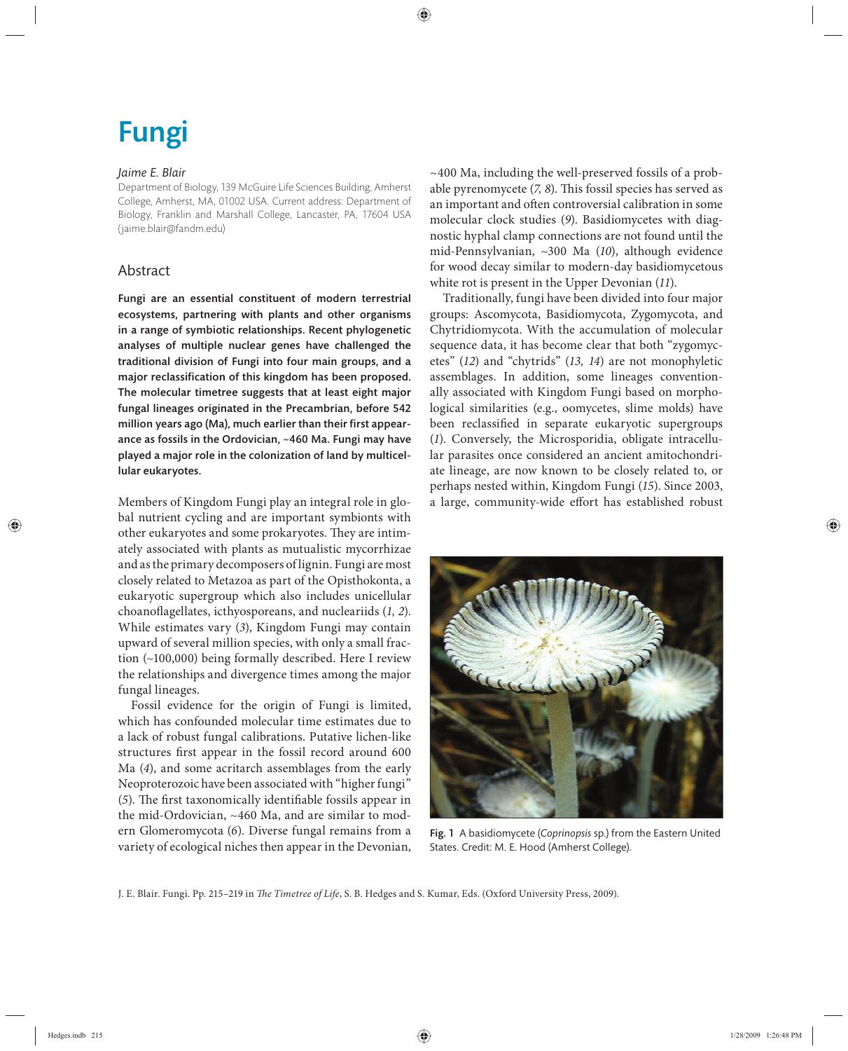# Fungi

*Jaime E. Blair*

Department of Biology, 139 McGuire Life Sciences Building, Amherst College, Amherst, MA, 01002 USA. Current address: Department of Biology, Franklin and Marshall College, Lancaster, PA, 17604 USA (jaime.blair@fandm.edu)

## Abstract

**Fungi are an essential constituent of modern terrestrial ecosystems, partnering with plants and other organisms in a range of symbiotic relationships. Recent phylogenetic analyses of multiple nuclear genes have challenged the traditional division of Fungi into four main groups, and a major reclassification of this kingdom has been proposed. The molecular timetree suggests that at least eight major fungal lineages originated in the Precambrian, before 542 million years ago (Ma), much earlier than their first appearance as fossils in the Ordovician, ~460 Ma. Fungi may have played a major role in the colonization of land by multicellular eukaryotes.**

Members of Kingdom Fungi play an integral role in global nutrient cycling and are important symbionts with other eukaryotes and some prokaryotes. They are intimately associated with plants as mutualistic mycorrhizae and as the primary decomposers of lignin. Fungi are most closely related to Metazoa as part of the Opisthokonta, a eukaryotic supergroup which also includes unicellular choanoflagellates, icthyosporeans, and nucleariids (*1, 2*). While estimates vary (*3*), Kingdom Fungi may contain upward of several million species, with only a small fraction (~100,000) being formally described. Here I review the relationships and divergence times among the major fungal lineages.

Fossil evidence for the origin of Fungi is limited, which has confounded molecular time estimates due to a lack of robust fungal calibrations. Putative lichen-like structures first appear in the fossil record around 600 Ma (*4*), and some acritarch assemblages from the early Neoproterozoic have been associated with "higher fungi" (*5*). The first taxonomically identifiable fossils appear in the mid-Ordovician, ~460 Ma, and are similar to modern Glomeromycota (*6*). Diverse fungal remains from a variety of ecological niches then appear in the Devonian, ~400 Ma, including the well-preserved fossils of a probable pyrenomycete (*7, 8*). This fossil species has served as an important and often controversial calibration in some molecular clock studies (*9*). Basidiomycetes with diagnostic hyphal clamp connections are not found until the mid-Pennsylvanian, ~300 Ma (*10*), although evidence for wood decay similar to modern-day basidiomycetous white rot is present in the Upper Devonian (*11*).

Traditionally, fungi have been divided into four major groups: Ascomycota, Basidiomycota, Zygomycota, and Chytridiomycota. With the accumulation of molecular sequence data, it has become clear that both "zygomycetes" (*12*) and "chytrids" (*13, 14*) are not monophyletic assemblages. In addition, some lineages conventionally associated with Kingdom Fungi based on morphological similarities (e.g., oomycetes, slime molds) have been reclassified in separate eukaryotic supergroups (*1*). Conversely, the Microsporidia, obligate intracellular parasites once considered an ancient amitochondriate lineage, are now known to be closely related to, or perhaps nested within, Kingdom Fungi (*15*). Since 2003, a large, community-wide effort has established robust

Fig. 1 A basidiomycete (*Coprinopsis* sp.) from the Eastern United States. Credit: M. E. Hood (Amherst College).

J. E. Blair. Fungi. Pp. 215–219 in *The Timetree of Life*, S. B. Hedges and S. Kumar, Eds. (Oxford University Press, 2009).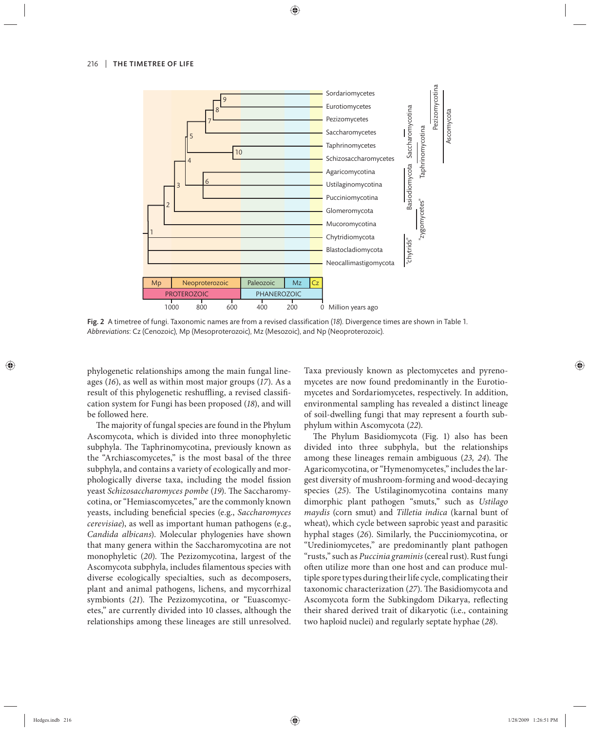Fig. 2 A timetree of fungi. Taxonomic names are from a revised classification (*18*). Divergence times are shown in Table 1. *Abbreviations*: Cz (Cenozoic), Mp (Mesoproterozoic), Mz (Mesozoic), and Np (Neoproterozoic).

phylogenetic relationships among the main fungal lineages (*16*), as well as within most major groups (*17*). As a result of this phylogenetic reshuffling, a revised classification system for Fungi has been proposed (*18*), and will be followed here.

The majority of fungal species are found in the Phylum Ascomycota, which is divided into three monophyletic subphyla. The Taphrinomycotina, previously known as the "Archiascomycetes," is the most basal of the three subphyla, and contains a variety of ecologically and morphologically diverse taxa, including the model fission yeast *Schizosaccharomyces pombe* (*19*). The Saccharomycotina, or "Hemiascomycetes," are the commonly known yeasts, including beneficial species (e.g., *Saccharomyces cerevisiae*), as well as important human pathogens (e.g., *Candida albicans*). Molecular phylogenies have shown that many genera within the Saccharomycotina are not monophyletic (*20*). The Pezizomycotina, largest of the Ascomycota subphyla, includes filamentous species with diverse ecologically specialties, such as decomposers, plant and animal pathogens, lichens, and mycorrhizal symbionts (*21*). The Pezizomycotina, or "Euascomycetes," are currently divided into 10 classes, although the relationships among these lineages are still unresolved. Taxa previously known as plectomycetes and pyrenomycetes are now found predominantly in the Eurotiomycetes and Sordariomycetes, respectively. In addition, environmental sampling has revealed a distinct lineage of soil-dwelling fungi that may represent a fourth subphylum within Ascomycota (*22*).

The Phylum Basidiomycota (Fig. 1) also has been divided into three subphyla, but the relationships among these lineages remain ambiguous (*23, 24*). The Agaricomycotina, or "Hymenomycetes," includes the largest diversity of mushroom-forming and wood-decaying species (*25*). The Ustilaginomycotina contains many dimorphic plant pathogen "smuts," such as *Ustilago maydis* (corn smut) and *Tilletia indica* (karnal bunt of wheat), which cycle between saprobic yeast and parasitic hyphal stages (*26*). Similarly, the Pucciniomycotina, or "Urediniomycetes," are predominantly plant pathogen "rusts," such as *Puccinia graminis* (cereal rust). Rust fungi often utilize more than one host and can produce multiple spore types during their life cycle, complicating their taxonomic characterization (*27*). The Basidiomycota and Ascomycota form the Subkingdom Dikarya, reflecting their shared derived trait of dikaryotic (i.e., containing two haploid nuclei) and regularly septate hyphae (*28*).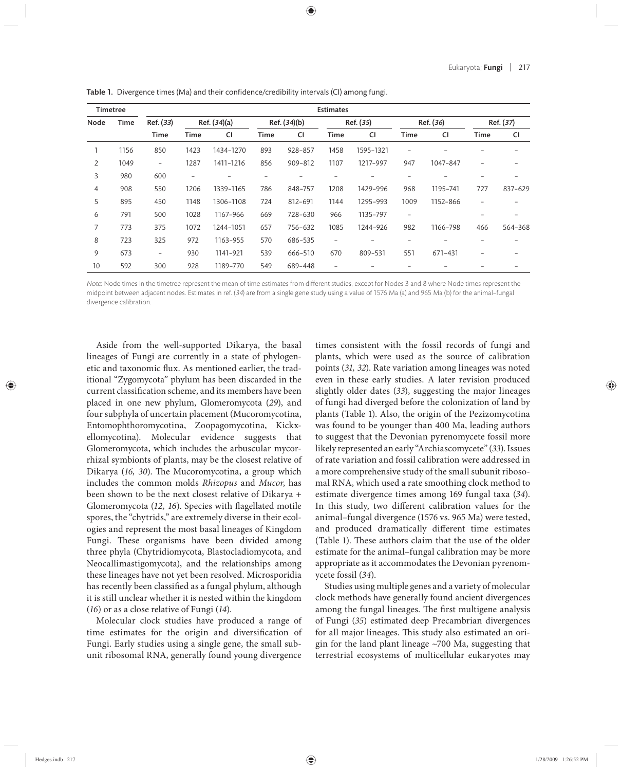**Table 1.** Divergence times (Ma) and their confidence/credibility intervals (CI) among fungi.

| Timetree | | Estimates | | | | | | | | | | |
|---|---|---|---|---|---|---|---|---|---|---|---|---|
| Node | Time | Ref. (*33*) | Ref. (*34*)(a) | | Ref. (*34*)(b) | | Ref. (*35*) | | Ref. (*36*) | | Ref. (*37*) | |
| | | Time | Time | CI | Time | CI | Time | CI | Time | CI | Time | CI |
| 1 | 1156 | 850 | 1423 | 1434–1270 | 893 | 928–857 | 1458 | 1595–1321 | – | – | – | – |
| 2 | 1049 | – | 1287 | 1411–1216 | 856 | 909–812 | 1107 | 1217–997 | 947 | 1047–847 | – | – |
| 3 | 980 | 600 | – | – | – | – | – | – | – | – | – | – |
| 4 | 908 | 550 | 1206 | 1339–1165 | 786 | 848–757 | 1208 | 1429–996 | 968 | 1195–741 | 727 | 837–629 |
| 5 | 895 | 450 | 1148 | 1306–1108 | 724 | 812–691 | 1144 | 1295–993 | 1009 | 1152–866 | – | – |
| 6 | 791 | 500 | 1028 | 1167–966 | 669 | 728–630 | 966 | 1135–797 | – | | – | – |
| 7 | 773 | 375 | 1072 | 1244–1051 | 657 | 756–632 | 1085 | 1244–926 | 982 | 1166–798 | 466 | 564–368 |
| 8 | 723 | 325 | 972 | 1163–955 | 570 | 686–535 | – | – | – | – | – | – |
| 9 | 673 | – | 930 | 1141–921 | 539 | 666–510 | 670 | 809–531 | 551 | 671–431 | – | – |
| 10 | 592 | 300 | 928 | 1189–770 | 549 | 689–448 | – | – | – | – | – | – |

*Note*: Node times in the timetree represent the mean of time estimates from different studies, except for Nodes 3 and 8 where Node times represent the midpoint between adjacent nodes. Estimates in ref. (*34*) are from a single gene study using a value of 1576 Ma (a) and 965 Ma (b) for the animal–fungal divergence calibration.

Aside from the well-supported Dikarya, the basal lineages of Fungi are currently in a state of phylogenetic and taxonomic flux. As mentioned earlier, the traditional "Zygomycota" phylum has been discarded in the current classification scheme, and its members have been placed in one new phylum, Glomeromycota (*29*), and four subphyla of uncertain placement (Mucoromycotina, Entomophthoromycotina, Zoopagomycotina, Kickxellomycotina). Molecular evidence suggests that Glomeromycota, which includes the arbuscular mycorrhizal symbionts of plants, may be the closest relative of Dikarya (*16, 30*). The Mucoromycotina, a group which includes the common molds *Rhizopus* and *Mucor*, has been shown to be the next closest relative of Dikarya + Glomeromycota (*12, 16*). Species with flagellated motile spores, the "chytrids," are extremely diverse in their ecologies and represent the most basal lineages of Kingdom Fungi. These organisms have been divided among three phyla (Chytridiomycota, Blastocladiomycota, and Neocallimastigomycota), and the relationships among these lineages have not yet been resolved. Microsporidia has recently been classified as a fungal phylum, although it is still unclear whether it is nested within the kingdom (*16*) or as a close relative of Fungi (*14*).

Molecular clock studies have produced a range of time estimates for the origin and diversification of Fungi. Early studies using a single gene, the small subunit ribosomal RNA, generally found young divergence times consistent with the fossil records of fungi and plants, which were used as the source of calibration points (*31, 32*). Rate variation among lineages was noted even in these early studies. A later revision produced slightly older dates (*33*), suggesting the major lineages of fungi had diverged before the colonization of land by plants (Table 1). Also, the origin of the Pezizomycotina was found to be younger than 400 Ma, leading authors to suggest that the Devonian pyrenomycete fossil more likely represented an early "Archiascomycete" (*33*). Issues of rate variation and fossil calibration were addressed in a more comprehensive study of the small subunit ribosomal RNA, which used a rate smoothing clock method to estimate divergence times among 169 fungal taxa (*34*). In this study, two different calibration values for the animal–fungal divergence (1576 vs. 965 Ma) were tested, and produced dramatically different time estimates (Table 1). These authors claim that the use of the older estimate for the animal–fungal calibration may be more appropriate as it accommodates the Devonian pyrenomycete fossil (*34*).

Studies using multiple genes and a variety of molecular clock methods have generally found ancient divergences among the fungal lineages. The first multigene analysis of Fungi (*35*) estimated deep Precambrian divergences for all major lineages. This study also estimated an origin for the land plant lineage ~700 Ma, suggesting that terrestrial ecosystems of multicellular eukaryotes may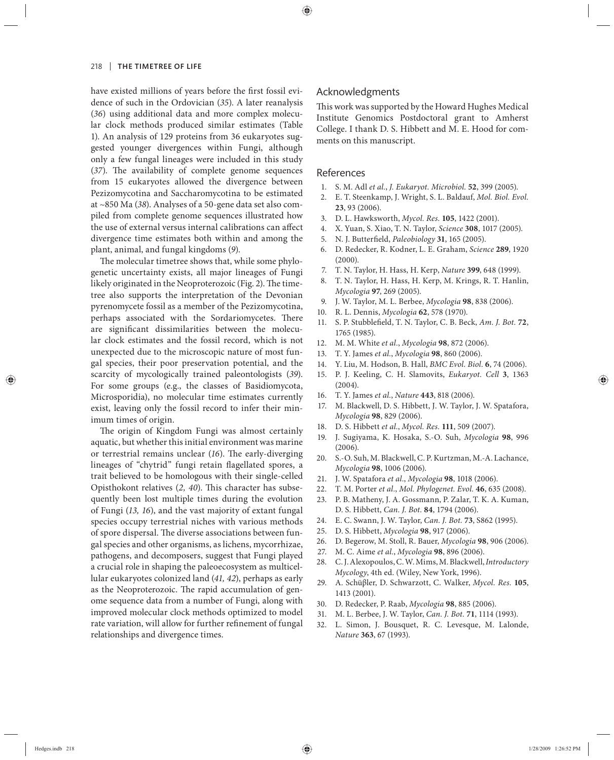have existed millions of years before the first fossil evidence of such in the Ordovician (*35*). A later reanalysis (*36*) using additional data and more complex molecular clock methods produced similar estimates (Table 1). An analysis of 129 proteins from 36 eukaryotes suggested younger divergences within Fungi, although only a few fungal lineages were included in this study (*37*). The availability of complete genome sequences from 15 eukaryotes allowed the divergence between Pezizomycotina and Saccharomycotina to be estimated at ~850 Ma (*38*). Analyses of a 50-gene data set also compiled from complete genome sequences illustrated how the use of external versus internal calibrations can affect divergence time estimates both within and among the plant, animal, and fungal kingdoms (*9*).

The molecular timetree shows that, while some phylogenetic uncertainty exists, all major lineages of Fungi likely originated in the Neoproterozoic (Fig. 2). The timetree also supports the interpretation of the Devonian pyrenomycete fossil as a member of the Pezizomycotina, perhaps associated with the Sordariomycetes. There are significant dissimilarities between the molecular clock estimates and the fossil record, which is not unexpected due to the microscopic nature of most fungal species, their poor preservation potential, and the scarcity of mycologically trained paleontologists (*39*). For some groups (e.g., the classes of Basidiomycota, Microsporidia), no molecular time estimates currently exist, leaving only the fossil record to infer their minimum times of origin.

The origin of Kingdom Fungi was almost certainly aquatic, but whether this initial environment was marine or terrestrial remains unclear (*16*). The early-diverging lineages of "chytrid" fungi retain flagellated spores, a trait believed to be homologous with their single-celled Opisthokont relatives (*2, 40*). This character has subsequently been lost multiple times during the evolution of Fungi (*13, 16*), and the vast majority of extant fungal species occupy terrestrial niches with various methods of spore dispersal. The diverse associations between fungal species and other organisms, as lichens, mycorrhizae, pathogens, and decomposers, suggest that Fungi played a crucial role in shaping the paleoecosystem as multicellular eukaryotes colonized land (*41, 42*), perhaps as early as the Neoproterozoic. The rapid accumulation of genome sequence data from a number of Fungi, along with improved molecular clock methods optimized to model rate variation, will allow for further refinement of fungal relationships and divergence times.

## Acknowledgments

This work was supported by the Howard Hughes Medical Institute Genomics Postdoctoral grant to Amherst College. I thank D. S. Hibbett and M. E. Hood for comments on this manuscript.

## References

1. S. M. Adl *et al.*, *J. Eukaryot. Microbiol.* **52**, 399 (2005).
2. E. T. Steenkamp, J. Wright, S. L. Baldauf, *Mol. Biol. Evol.* **23**, 93 (2006).
3. D. L. Hawksworth, *Mycol. Res.* **105**, 1422 (2001).
4. X. Yuan, S. Xiao, T. N. Taylor, *Science* **308**, 1017 (2005).
5. N. J. Butterfield, *Paleobiology* **31**, 165 (2005).
6. D. Redecker, R. Kodner, L. E. Graham, *Science* **289**, 1920 (2000).
7. T. N. Taylor, H. Hass, H. Kerp, *Nature* **399**, 648 (1999).
8. T. N. Taylor, H. Hass, H. Kerp, M. Krings, R. T. Hanlin, *Mycologia* **97**, 269 (2005).
9. J. W. Taylor, M. L. Berbee, *Mycologia* **98**, 838 (2006).
10. R. L. Dennis, *Mycologia* **62**, 578 (1970).
11. S. P. Stubblefield, T. N. Taylor, C. B. Beck, *Am. J. Bot.* **72**, 1765 (1985).
12. M. M. White *et al.*, *Mycologia* **98**, 872 (2006).
13. T. Y. James *et al.*, *Mycologia* **98**, 860 (2006).
14. Y. Liu, M. Hodson, B. Hall, *BMC Evol. Biol.* **6**, 74 (2006).
15. P. J. Keeling, C. H. Slamovits, *Eukaryot. Cell* **3**, 1363 (2004).
16. T. Y. James *et al.*, *Nature* **443**, 818 (2006).
17. M. Blackwell, D. S. Hibbett, J. W. Taylor, J. W. Spatafora, *Mycologia* **98**, 829 (2006).
18. D. S. Hibbett *et al.*, *Mycol. Res.* **111**, 509 (2007).
19. J. Sugiyama, K. Hosaka, S.-O. Suh, *Mycologia* **98**, 996 (2006).
20. S.-O. Suh, M. Blackwell, C. P. Kurtzman, M.-A. Lachance, *Mycologia* **98**, 1006 (2006).
21. J. W. Spatafora *et al.*, *Mycologia* **98**, 1018 (2006).
22. T. M. Porter *et al.*, *Mol. Phylogenet. Evol.* **46**, 635 (2008).
23. P. B. Matheny, J. A. Gossmann, P. Zalar, T. K. A. Kuman, D. S. Hibbett, *Can. J. Bot.* **84**, 1794 (2006).
24. E. C. Swann, J. W. Taylor, *Can. J. Bot.* **73**, S862 (1995).
25. D. S. Hibbett, *Mycologia* **98**, 917 (2006).
26. D. Begerow, M. Stoll, R. Bauer, *Mycologia* **98**, 906 (2006).
27. M. C. Aime *et al.*, *Mycologia* **98**, 896 (2006).
28. C. J. Alexopoulos, C. W. Mims, M. Blackwell, *Introductory Mycology*, 4th ed. (Wiley, New York, 1996).
29. A. Schüβler, D. Schwarzott, C. Walker, *Mycol. Res.* **105**, 1413 (2001).
30. D. Redecker, P. Raab, *Mycologia* **98**, 885 (2006).
31. M. L. Berbee, J. W. Taylor, *Can. J. Bot.* **71**, 1114 (1993).
32. L. Simon, J. Bousquet, R. C. Levesque, M. Lalonde, *Nature* **363**, 67 (1993).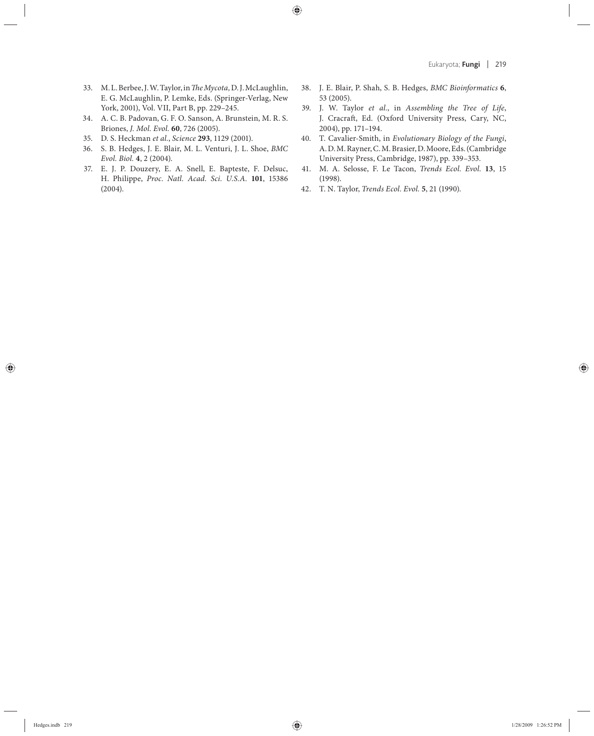33. M. L. Berbee, J. W. Taylor, in *The Mycota*, D. J. McLaughlin, E. G. McLaughlin, P. Lemke, Eds. (Springer-Verlag, New York, 2001), Vol. VII, Part B, pp. 229–245.
34. A. C. B. Padovan, G. F. O. Sanson, A. Brunstein, M. R. S. Briones, *J. Mol. Evol.* **60**, 726 (2005).
35. D. S. Heckman *et al.*, *Science* **293**, 1129 (2001).
36. S. B. Hedges, J. E. Blair, M. L. Venturi, J. L. Shoe, *BMC Evol. Biol.* **4**, 2 (2004).
37. E. J. P. Douzery, E. A. Snell, E. Bapteste, F. Delsuc, H. Philippe, *Proc. Natl. Acad. Sci. U.S.A.* **101**, 15386 (2004).
38. J. E. Blair, P. Shah, S. B. Hedges, *BMC Bioinformatics* **6**, 53 (2005).
39. J. W. Taylor *et al.*, in *Assembling the Tree of Life*, J. Cracraft, Ed. (Oxford University Press, Cary, NC, 2004), pp. 171–194.
40. T. Cavalier-Smith, in *Evolutionary Biology of the Fungi*, A. D. M. Rayner, C. M. Brasier, D. Moore, Eds. (Cambridge University Press, Cambridge, 1987), pp. 339–353.
41. M. A. Selosse, F. Le Tacon, *Trends Ecol. Evol.* **13**, 15 (1998).
42. T. N. Taylor, *Trends Ecol. Evol.* **5**, 21 (1990).